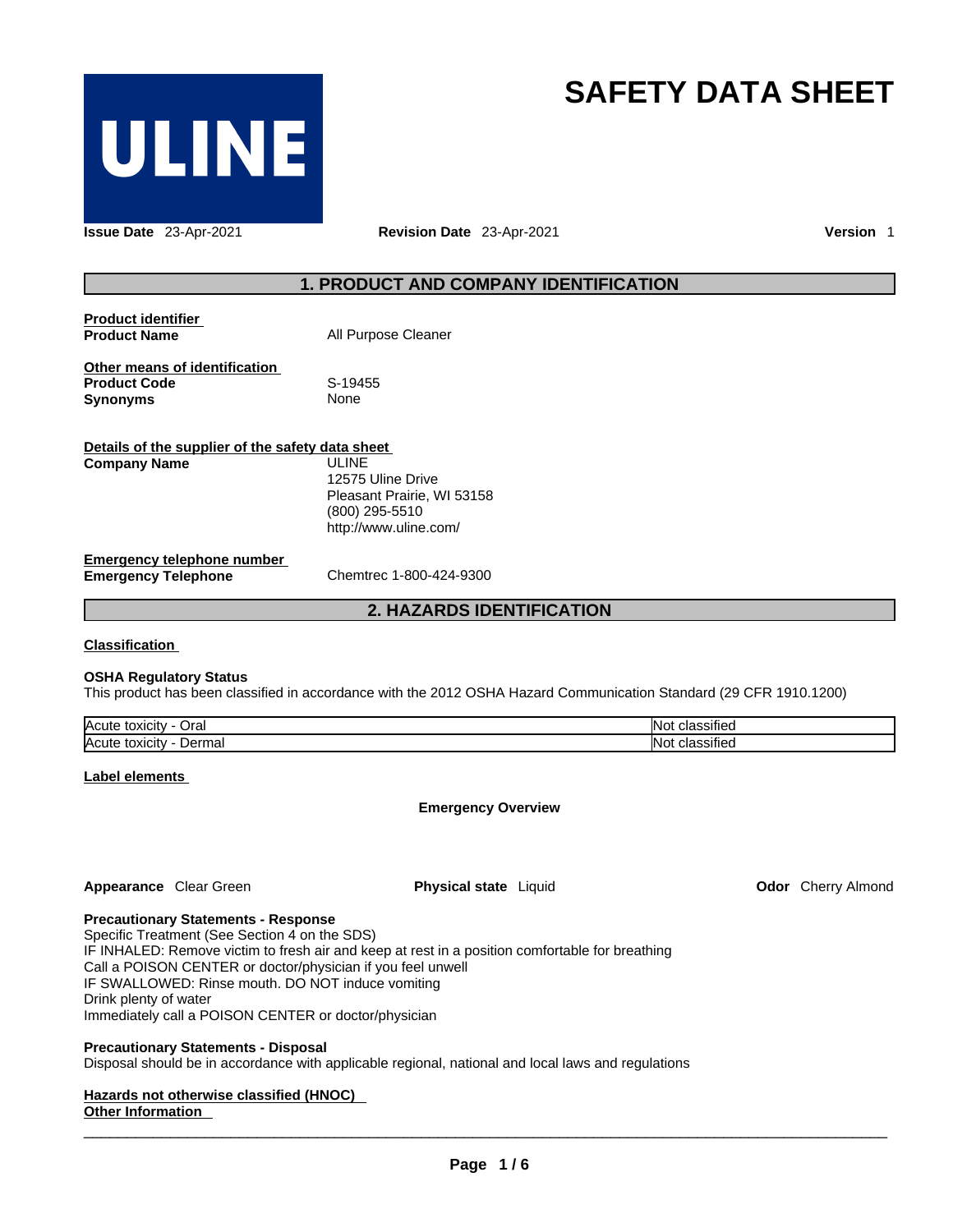ULINE

# SAFETY DATA SHEET

**Issue Date** 23-Apr-2021 **Revision Date** 23-Apr-2021 **Version** 1

## 1. PRODUCT AND COMPANY IDENTIFICATION

**Product identifier**

**Product Name** All Purpose Cleaner

**Other means of identification**

**Product Code** S-19455

**Synonyms** None

**Details of the supplier of the safety data sheet**

**Company Name** ULINE
12575 Uline Drive
Pleasant Prairie, WI 53158
(800) 295-5510
http://www.uline.com/

**Emergency telephone number**

**Emergency Telephone** Chemtrec 1-800-424-9300

## 2. HAZARDS IDENTIFICATION

**Classification**

**OSHA Regulatory Status**

This product has been classified in accordance with the 2012 OSHA Hazard Communication Standard (29 CFR 1910.1200)

| | |
|---|---|
| Acute toxicity - Oral | Not classified |
| Acute toxicity - Dermal | Not classified |

**Label elements**

**Emergency Overview**

**Appearance** Clear Green **Physical state** Liquid **Odor** Cherry Almond

**Precautionary Statements - Response**

Specific Treatment (See Section 4 on the SDS)
IF INHALED: Remove victim to fresh air and keep at rest in a position comfortable for breathing
Call a POISON CENTER or doctor/physician if you feel unwell
IF SWALLOWED: Rinse mouth. DO NOT induce vomiting
Drink plenty of water
Immediately call a POISON CENTER or doctor/physician

**Precautionary Statements - Disposal**

Disposal should be in accordance with applicable regional, national and local laws and regulations

**Hazards not otherwise classified (HNOC)**

**Other Information**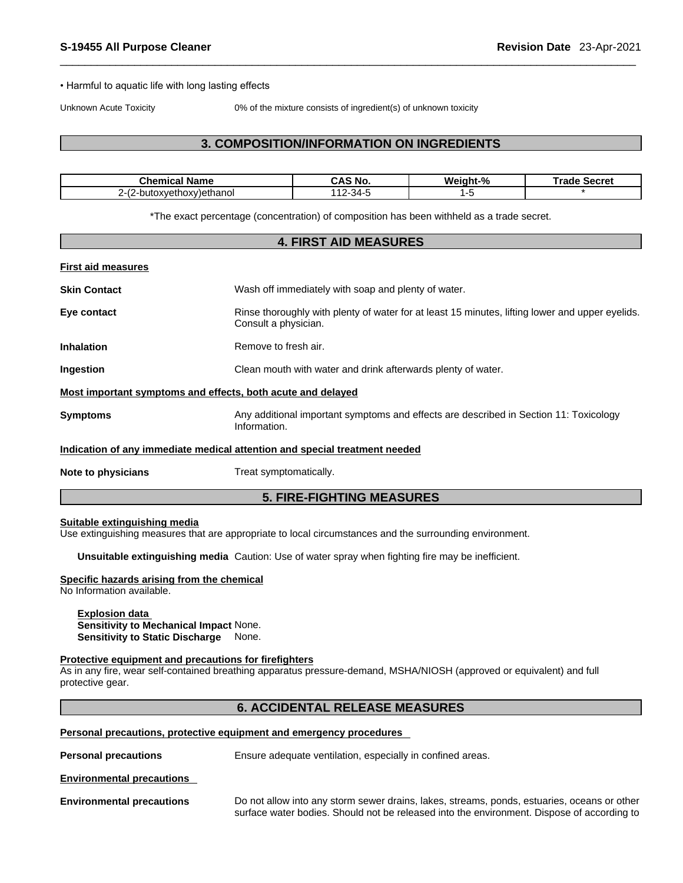• Harmful to aquatic life with long lasting effects

Unknown Acute Toxicity 0% of the mixture consists of ingredient(s) of unknown toxicity

## 3. COMPOSITION/INFORMATION ON INGREDIENTS

| Chemical Name | CAS No. | Weight-% | Trade Secret |
|---|---|---|---|
| 2-(2-butoxyethoxy)ethanol | 112-34-5 | 1-5 | * |

*The exact percentage (concentration) of composition has been withheld as a trade secret.

## 4. FIRST AID MEASURES

**First aid measures**

**Skin Contact** Wash off immediately with soap and plenty of water.

**Eye contact** Rinse thoroughly with plenty of water for at least 15 minutes, lifting lower and upper eyelids. Consult a physician.

**Inhalation** Remove to fresh air.

**Ingestion** Clean mouth with water and drink afterwards plenty of water.

**Most important symptoms and effects, both acute and delayed**

**Symptoms** Any additional important symptoms and effects are described in Section 11: Toxicology Information.

**Indication of any immediate medical attention and special treatment needed**

**Note to physicians** Treat symptomatically.

## 5. FIRE-FIGHTING MEASURES

**Suitable extinguishing media**

Use extinguishing measures that are appropriate to local circumstances and the surrounding environment.

**Unsuitable extinguishing media** Caution: Use of water spray when fighting fire may be inefficient.

**Specific hazards arising from the chemical**

No Information available.

**Explosion data**
**Sensitivity to Mechanical Impact** None.
**Sensitivity to Static Discharge** None.

**Protective equipment and precautions for firefighters**

As in any fire, wear self-contained breathing apparatus pressure-demand, MSHA/NIOSH (approved or equivalent) and full protective gear.

## 6. ACCIDENTAL RELEASE MEASURES

**Personal precautions, protective equipment and emergency procedures**

**Personal precautions** Ensure adequate ventilation, especially in confined areas.

**Environmental precautions**

**Environmental precautions** Do not allow into any storm sewer drains, lakes, streams, ponds, estuaries, oceans or other surface water bodies. Should not be released into the environment. Dispose of according to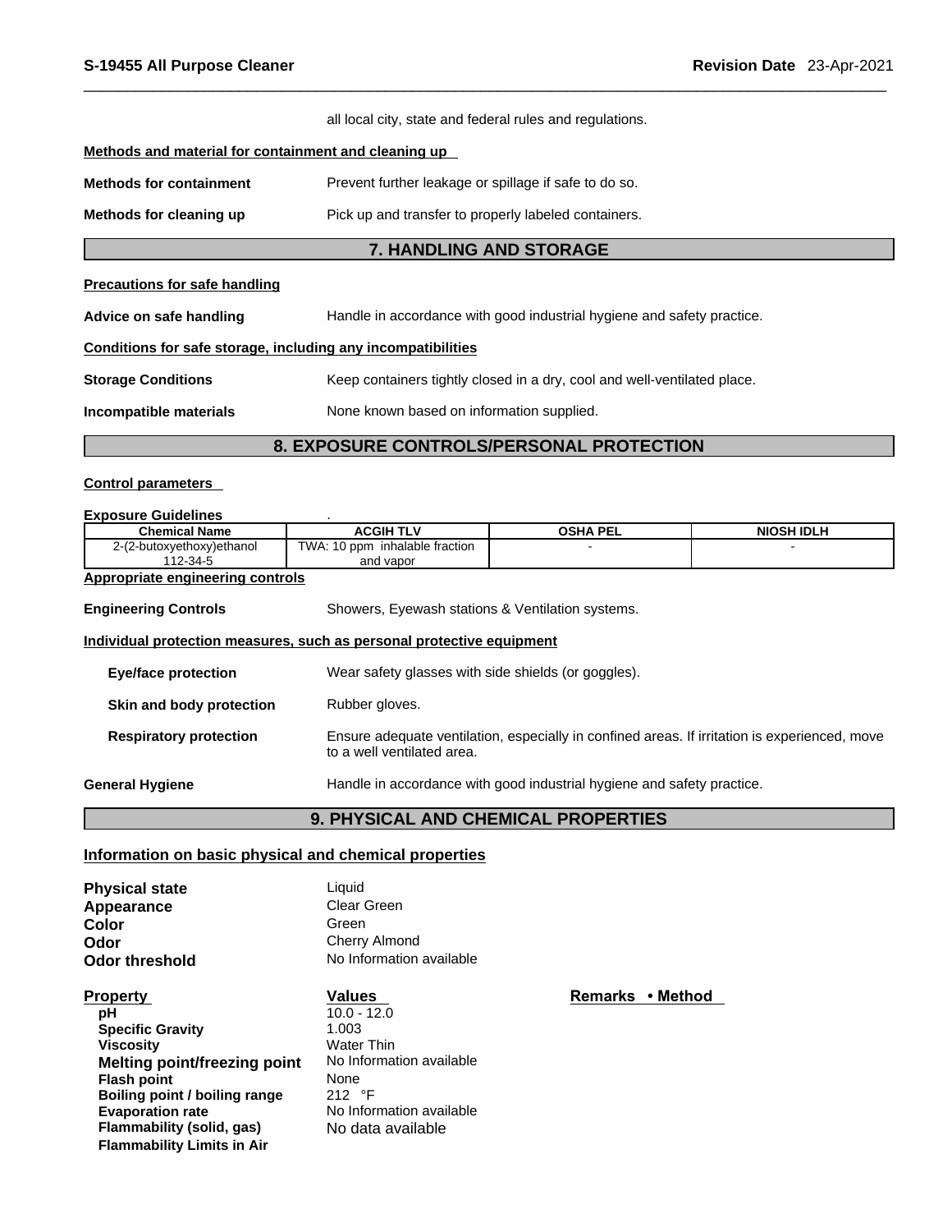all local city, state and federal rules and regulations.

**Methods and material for containment and cleaning up**

**Methods for containment** Prevent further leakage or spillage if safe to do so.

**Methods for cleaning up** Pick up and transfer to properly labeled containers.

## 7. HANDLING AND STORAGE

**Precautions for safe handling**

**Advice on safe handling** Handle in accordance with good industrial hygiene and safety practice.

**Conditions for safe storage, including any incompatibilities**

**Storage Conditions** Keep containers tightly closed in a dry, cool and well-ventilated place.

**Incompatible materials** None known based on information supplied.

## 8. EXPOSURE CONTROLS/PERSONAL PROTECTION

**Control parameters**

**Exposure Guidelines** .

| Chemical Name | ACGIH TLV | OSHA PEL | NIOSH IDLH |
|---|---|---|---|
| 2-(2-butoxyethoxy)ethanol 112-34-5 | TWA: 10 ppm inhalable fraction and vapor | - | - |

**Appropriate engineering controls**

**Engineering Controls** Showers, Eyewash stations & Ventilation systems.

**Individual protection measures, such as personal protective equipment**

**Eye/face protection** Wear safety glasses with side shields (or goggles).

**Skin and body protection** Rubber gloves.

**Respiratory protection** Ensure adequate ventilation, especially in confined areas. If irritation is experienced, move to a well ventilated area.

**General Hygiene** Handle in accordance with good industrial hygiene and safety practice.

## 9. PHYSICAL AND CHEMICAL PROPERTIES

**Information on basic physical and chemical properties**

**Physical state** Liquid
**Appearance** Clear Green
**Color** Green
**Odor** Cherry Almond
**Odor threshold** No Information available

| Property | Values | Remarks • Method |
|---|---|---|
| pH | 10.0 - 12.0 | |
| Specific Gravity | 1.003 | |
| Viscosity | Water Thin | |
| Melting point/freezing point | No Information available | |
| Flash point | None | |
| Boiling point / boiling range | 212 °F | |
| Evaporation rate | No Information available | |
| Flammability (solid, gas) | No data available | |
| Flammability Limits in Air | | |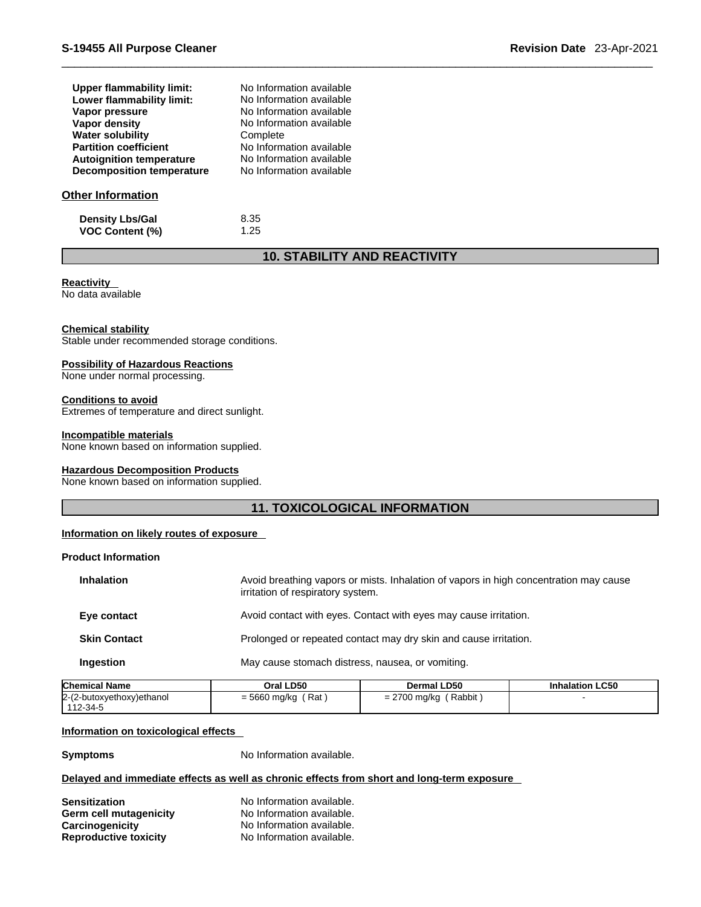| | |
|---|---|
| **Upper flammability limit:** | No Information available |
| **Lower flammability limit:** | No Information available |
| **Vapor pressure** | No Information available |
| **Vapor density** | No Information available |
| **Water solubility** | Complete |
| **Partition coefficient** | No Information available |
| **Autoignition temperature** | No Information available |
| **Decomposition temperature** | No Information available |

### Other Information

| | |
|---|---|
| **Density Lbs/Gal** | 8.35 |
| **VOC Content (%)** | 1.25 |

## 10. STABILITY AND REACTIVITY

**Reactivity**
No data available

**Chemical stability**
Stable under recommended storage conditions.

**Possibility of Hazardous Reactions**
None under normal processing.

**Conditions to avoid**
Extremes of temperature and direct sunlight.

**Incompatible materials**
None known based on information supplied.

**Hazardous Decomposition Products**
None known based on information supplied.

## 11. TOXICOLOGICAL INFORMATION

**Information on likely routes of exposure**

**Product Information**

| | |
|---|---|
| **Inhalation** | Avoid breathing vapors or mists. Inhalation of vapors in high concentration may cause irritation of respiratory system. |
| **Eye contact** | Avoid contact with eyes. Contact with eyes may cause irritation. |
| **Skin Contact** | Prolonged or repeated contact may dry skin and cause irritation. |
| **Ingestion** | May cause stomach distress, nausea, or vomiting. |

| Chemical Name | Oral LD50 | Dermal LD50 | Inhalation LC50 |
|---|---|---|---|
| 2-(2-butoxyethoxy)ethanol 112-34-5 | = 5660 mg/kg ( Rat ) | = 2700 mg/kg ( Rabbit ) | - |

**Information on toxicological effects**

**Symptoms** No Information available.

**Delayed and immediate effects as well as chronic effects from short and long-term exposure**

| | |
|---|---|
| **Sensitization** | No Information available. |
| **Germ cell mutagenicity** | No Information available. |
| **Carcinogenicity** | No Information available. |
| **Reproductive toxicity** | No Information available. |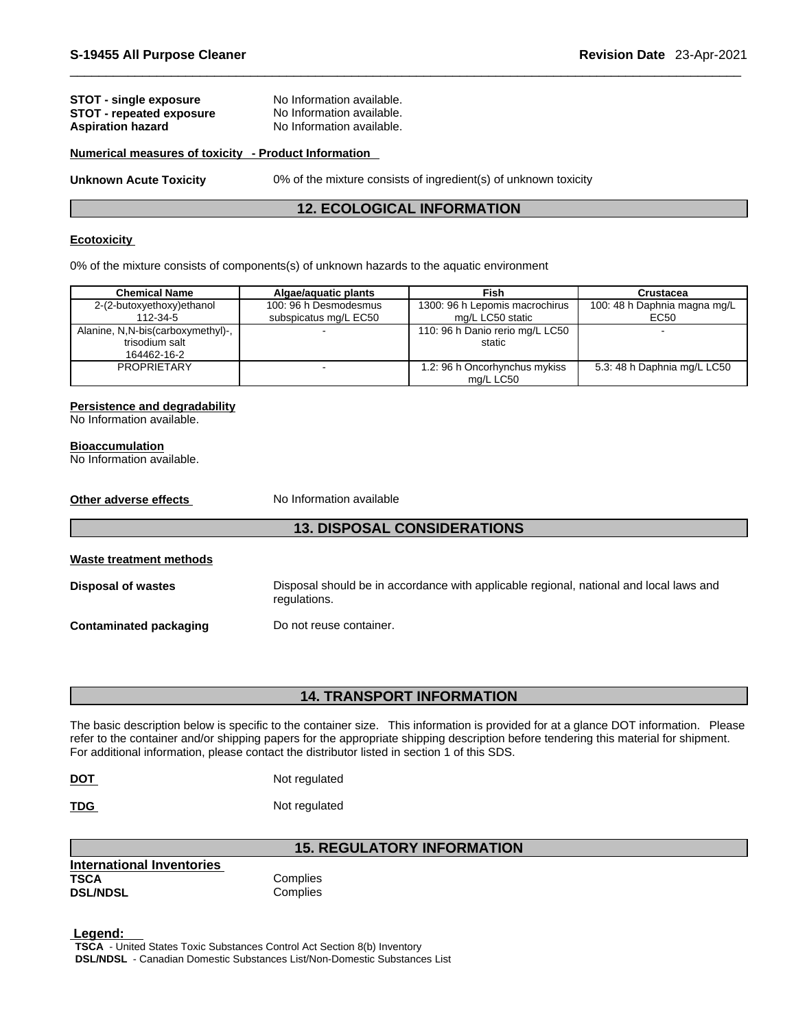**STOT - single exposure** No Information available.
**STOT - repeated exposure** No Information available.
**Aspiration hazard** No Information available.

**Numerical measures of toxicity - Product Information**

**Unknown Acute Toxicity** 0% of the mixture consists of ingredient(s) of unknown toxicity

## 12. ECOLOGICAL INFORMATION

**Ecotoxicity**

0% of the mixture consists of components(s) of unknown hazards to the aquatic environment

| Chemical Name | Algae/aquatic plants | Fish | Crustacea |
|---|---|---|---|
| 2-(2-butoxyethoxy)ethanol 112-34-5 | 100: 96 h Desmodesmus subspicatus mg/L EC50 | 1300: 96 h Lepomis macrochirus mg/L LC50 static | 100: 48 h Daphnia magna mg/L EC50 |
| Alanine, N,N-bis(carboxymethyl)-, trisodium salt 164462-16-2 | - | 110: 96 h Danio rerio mg/L LC50 static | - |
| PROPRIETARY | - | 1.2: 96 h Oncorhynchus mykiss mg/L LC50 | 5.3: 48 h Daphnia mg/L LC50 |

**Persistence and degradability**
No Information available.

**Bioaccumulation**
No Information available.

**Other adverse effects** No Information available

## 13. DISPOSAL CONSIDERATIONS

**Waste treatment methods**

**Disposal of wastes** Disposal should be in accordance with applicable regional, national and local laws and regulations.

**Contaminated packaging** Do not reuse container.

## 14. TRANSPORT INFORMATION

The basic description below is specific to the container size. This information is provided for at a glance DOT information. Please refer to the container and/or shipping papers for the appropriate shipping description before tendering this material for shipment. For additional information, please contact the distributor listed in section 1 of this SDS.

**DOT** Not regulated

**TDG** Not regulated

## 15. REGULATORY INFORMATION

**International Inventories**
**TSCA** Complies
**DSL/NDSL** Complies

**Legend:**
**TSCA** - United States Toxic Substances Control Act Section 8(b) Inventory
**DSL/NDSL** - Canadian Domestic Substances List/Non-Domestic Substances List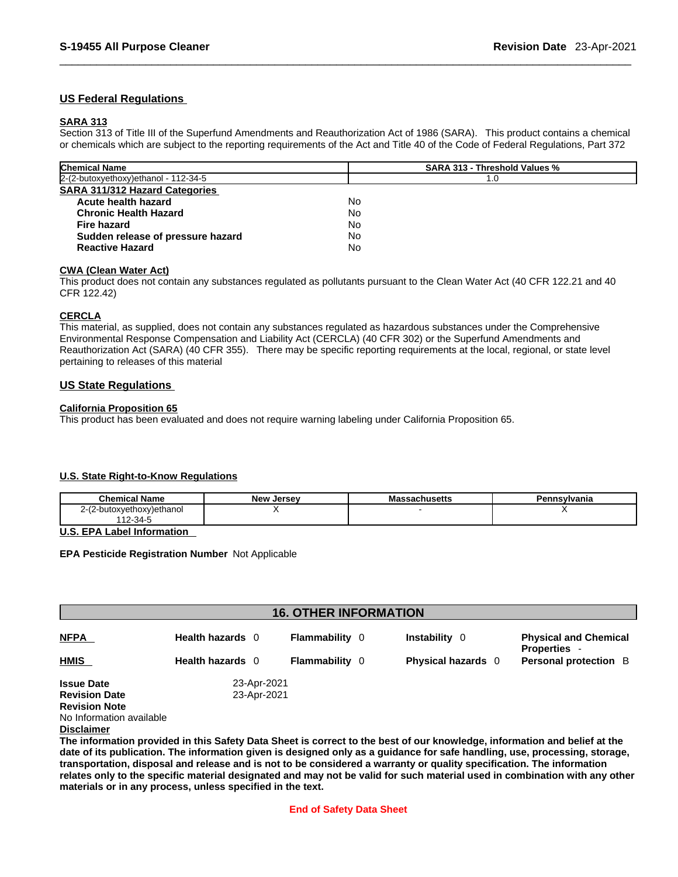## US Federal Regulations

### SARA 313

Section 313 of Title III of the Superfund Amendments and Reauthorization Act of 1986 (SARA). This product contains a chemical or chemicals which are subject to the reporting requirements of the Act and Title 40 of the Code of Federal Regulations, Part 372

| Chemical Name | SARA 313 - Threshold Values % |
|---|---|
| 2-(2-butoxyethoxy)ethanol - 112-34-5 | 1.0 |

### SARA 311/312 Hazard Categories

| | |
|---|---|
| **Acute health hazard** | No |
| **Chronic Health Hazard** | No |
| **Fire hazard** | No |
| **Sudden release of pressure hazard** | No |
| **Reactive Hazard** | No |

### CWA (Clean Water Act)

This product does not contain any substances regulated as pollutants pursuant to the Clean Water Act (40 CFR 122.21 and 40 CFR 122.42)

### CERCLA

This material, as supplied, does not contain any substances regulated as hazardous substances under the Comprehensive Environmental Response Compensation and Liability Act (CERCLA) (40 CFR 302) or the Superfund Amendments and Reauthorization Act (SARA) (40 CFR 355). There may be specific reporting requirements at the local, regional, or state level pertaining to releases of this material

## US State Regulations

### California Proposition 65

This product has been evaluated and does not require warning labeling under California Proposition 65.

### U.S. State Right-to-Know Regulations

| Chemical Name | New Jersey | Massachusetts | Pennsylvania |
|---|---|---|---|
| 2-(2-butoxyethoxy)ethanol 112-34-5 | X | - | X |

### U.S. EPA Label Information

**EPA Pesticide Registration Number** Not Applicable

## 16. OTHER INFORMATION

| | | | | |
|---|---|---|---|---|
| **NFPA** | **Health hazards** 0 | **Flammability** 0 | **Instability** 0 | **Physical and Chemical Properties** - |
| **HMIS** | **Health hazards** 0 | **Flammability** 0 | **Physical hazards** 0 | **Personal protection** B |

**Issue Date** 23-Apr-2021

**Revision Date** 23-Apr-2021

**Revision Note**

No Information available

**Disclaimer**

**The information provided in this Safety Data Sheet is correct to the best of our knowledge, information and belief at the date of its publication. The information given is designed only as a guidance for safe handling, use, processing, storage, transportation, disposal and release and is not to be considered a warranty or quality specification. The information relates only to the specific material designated and may not be valid for such material used in combination with any other materials or in any process, unless specified in the text.**

**End of Safety Data Sheet**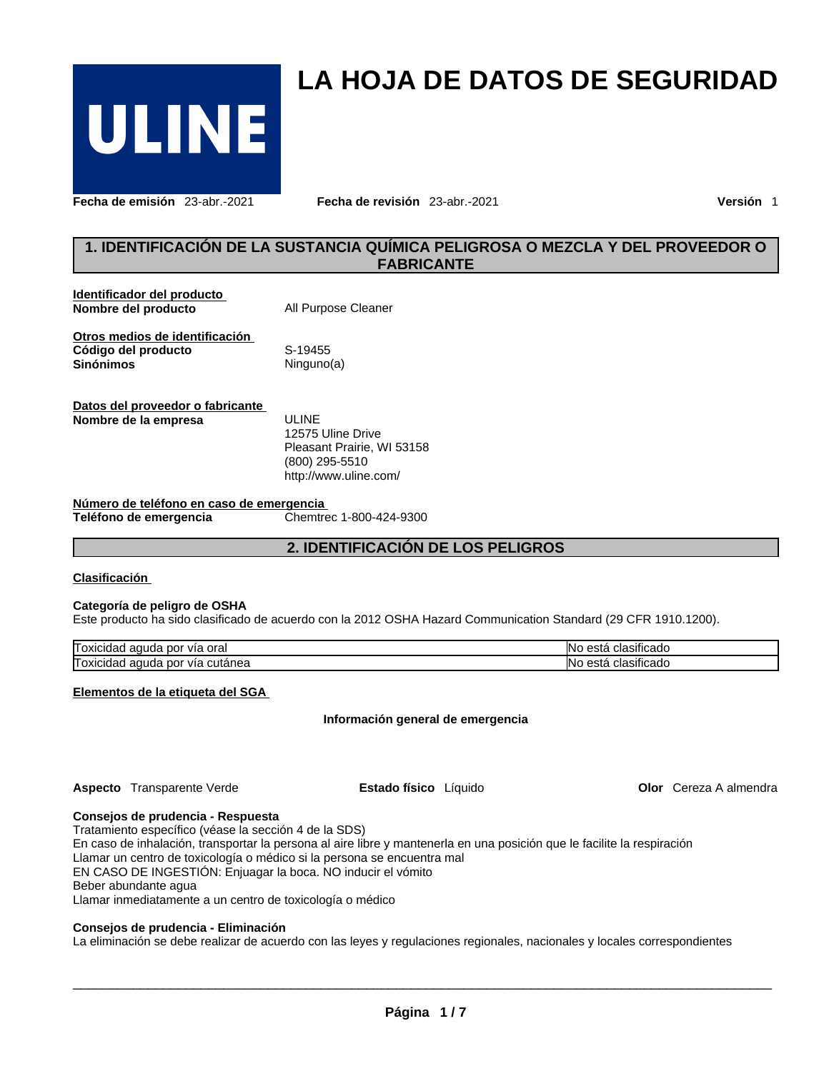# LA HOJA DE DATOS DE SEGURIDAD

**Fecha de emisión** 23-abr.-2021 **Fecha de revisión** 23-abr.-2021 **Versión** 1

## 1. IDENTIFICACIÓN DE LA SUSTANCIA QUÍMICA PELIGROSA O MEZCLA Y DEL PROVEEDOR O FABRICANTE

**Identificador del producto**

**Nombre del producto** All Purpose Cleaner

**Otros medios de identificación**

**Código del producto** S-19455

**Sinónimos** Ninguno(a)

**Datos del proveedor o fabricante**

**Nombre de la empresa**
ULINE
12575 Uline Drive
Pleasant Prairie, WI 53158
(800) 295-5510
http://www.uline.com/

**Número de teléfono en caso de emergencia**

**Teléfono de emergencia** Chemtrec 1-800-424-9300

## 2. IDENTIFICACIÓN DE LOS PELIGROS

**Clasificación**

**Categoría de peligro de OSHA**

Este producto ha sido clasificado de acuerdo con la 2012 OSHA Hazard Communication Standard (29 CFR 1910.1200).

| | |
|---|---|
| Toxicidad aguda por vía oral | No está clasificado |
| Toxicidad aguda por vía cutánea | No está clasificado |

**Elementos de la etiqueta del SGA**

**Información general de emergencia**

**Aspecto** Transparente Verde **Estado físico** Líquido **Olor** Cereza A almendra

**Consejos de prudencia - Respuesta**

Tratamiento específico (véase la sección 4 de la SDS)
En caso de inhalación, transportar la persona al aire libre y mantenerla en una posición que le facilite la respiración
Llamar un centro de toxicología o médico si la persona se encuentra mal
EN CASO DE INGESTIÓN: Enjuagar la boca. NO inducir el vómito
Beber abundante agua
Llamar inmediatamente a un centro de toxicología o médico

**Consejos de prudencia - Eliminación**

La eliminación se debe realizar de acuerdo con las leyes y regulaciones regionales, nacionales y locales correspondientes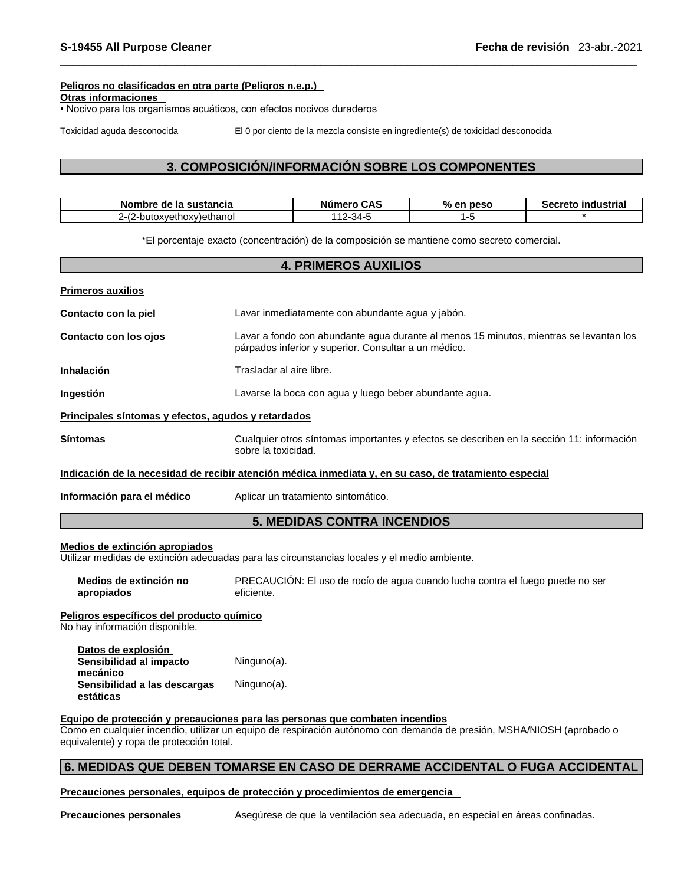**Peligros no clasificados en otra parte (Peligros n.e.p.)**

**Otras informaciones**

• Nocivo para los organismos acuáticos, con efectos nocivos duraderos

Toxicidad aguda desconocida    El 0 por ciento de la mezcla consiste en ingrediente(s) de toxicidad desconocida

## 3. COMPOSICIÓN/INFORMACIÓN SOBRE LOS COMPONENTES

| Nombre de la sustancia | Número CAS | % en peso | Secreto industrial |
|---|---|---|---|
| 2-(2-butoxyethoxy)ethanol | 112-34-5 | 1-5 | * |

*El porcentaje exacto (concentración) de la composición se mantiene como secreto comercial.

## 4. PRIMEROS AUXILIOS

**Primeros auxilios**

**Contacto con la piel** Lavar inmediatamente con abundante agua y jabón.

**Contacto con los ojos** Lavar a fondo con abundante agua durante al menos 15 minutos, mientras se levantan los párpados inferior y superior. Consultar a un médico.

**Inhalación** Trasladar al aire libre.

**Ingestión** Lavarse la boca con agua y luego beber abundante agua.

**Principales síntomas y efectos, agudos y retardados**

**Síntomas** Cualquier otros síntomas importantes y efectos se describen en la sección 11: información sobre la toxicidad.

**Indicación de la necesidad de recibir atención médica inmediata y, en su caso, de tratamiento especial**

**Información para el médico** Aplicar un tratamiento sintomático.

## 5. MEDIDAS CONTRA INCENDIOS

**Medios de extinción apropiados**

Utilizar medidas de extinción adecuadas para las circunstancias locales y el medio ambiente.

**Medios de extinción no apropiados** PRECAUCIÓN: El uso de rocío de agua cuando lucha contra el fuego puede no ser eficiente.

**Peligros específicos del producto químico**

No hay información disponible.

**Datos de explosión**

**Sensibilidad al impacto mecánico** Ninguno(a).

**Sensibilidad a las descargas estáticas** Ninguno(a).

**Equipo de protección y precauciones para las personas que combaten incendios**

Como en cualquier incendio, utilizar un equipo de respiración autónomo con demanda de presión, MSHA/NIOSH (aprobado o equivalente) y ropa de protección total.

## 6. MEDIDAS QUE DEBEN TOMARSE EN CASO DE DERRAME ACCIDENTAL O FUGA ACCIDENTAL

**Precauciones personales, equipos de protección y procedimientos de emergencia**

**Precauciones personales** Asegúrese de que la ventilación sea adecuada, en especial en áreas confinadas.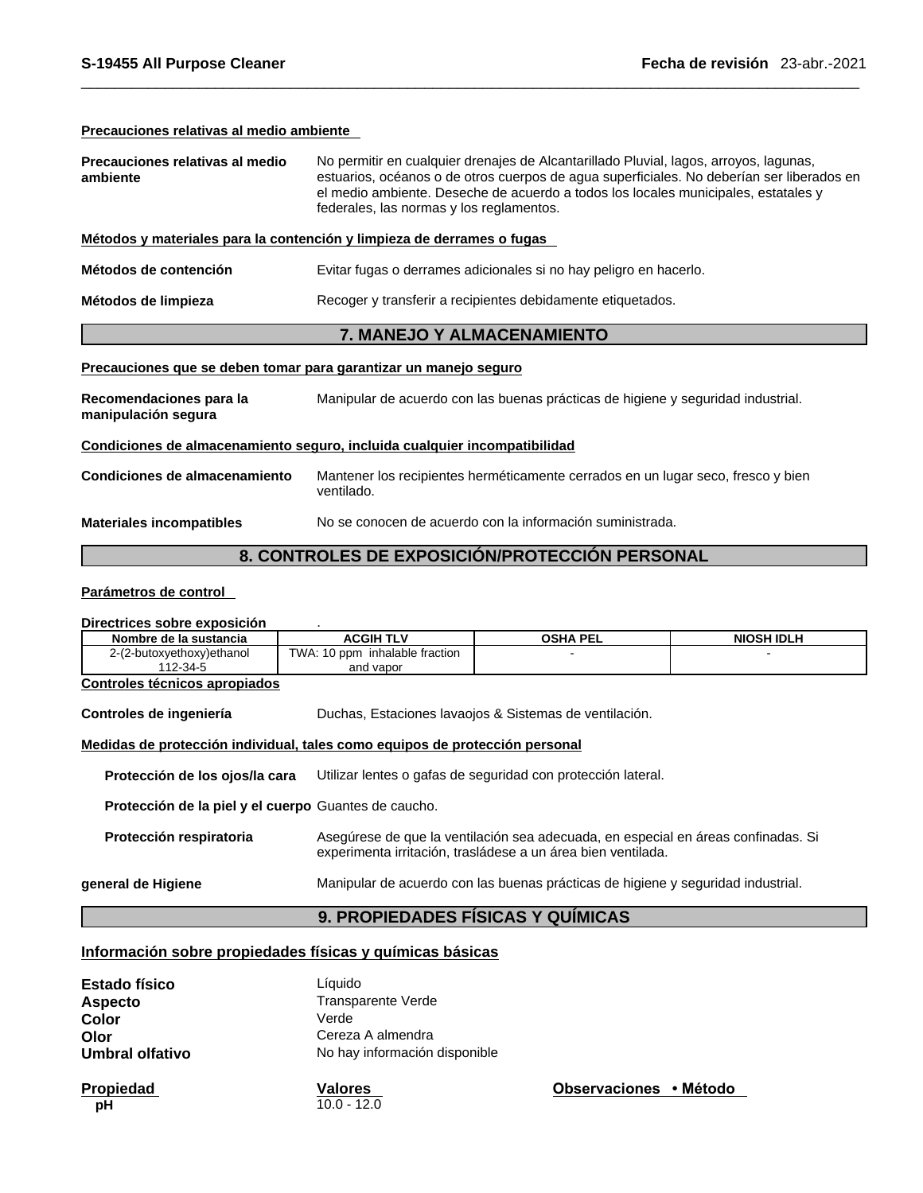**Precauciones relativas al medio ambiente**

**Precauciones relativas al medio ambiente** No permitir en cualquier drenajes de Alcantarillado Pluvial, lagos, arroyos, lagunas, estuarios, océanos o de otros cuerpos de agua superficiales. No deberían ser liberados en el medio ambiente. Deseche de acuerdo a todos los locales municipales, estatales y federales, las normas y los reglamentos.

**Métodos y materiales para la contención y limpieza de derrames o fugas**

**Métodos de contención** Evitar fugas o derrames adicionales si no hay peligro en hacerlo.

**Métodos de limpieza** Recoger y transferir a recipientes debidamente etiquetados.

## 7. MANEJO Y ALMACENAMIENTO

**Precauciones que se deben tomar para garantizar un manejo seguro**

**Recomendaciones para la manipulación segura** Manipular de acuerdo con las buenas prácticas de higiene y seguridad industrial.

**Condiciones de almacenamiento seguro, incluida cualquier incompatibilidad**

**Condiciones de almacenamiento** Mantener los recipientes herméticamente cerrados en un lugar seco, fresco y bien ventilado.

**Materiales incompatibles** No se conocen de acuerdo con la información suministrada.

## 8. CONTROLES DE EXPOSICIÓN/PROTECCIÓN PERSONAL

**Parámetros de control**

**Directrices sobre exposición** .

| Nombre de la sustancia | ACGIH TLV | OSHA PEL | NIOSH IDLH |
|---|---|---|---|
| 2-(2-butoxyethoxy)ethanol 112-34-5 | TWA: 10 ppm inhalable fraction and vapor | - | - |

**Controles técnicos apropiados**

**Controles de ingeniería** Duchas, Estaciones lavaojos & Sistemas de ventilación.

**Medidas de protección individual, tales como equipos de protección personal**

**Protección de los ojos/la cara** Utilizar lentes o gafas de seguridad con protección lateral.

**Protección de la piel y el cuerpo** Guantes de caucho.

**Protección respiratoria** Asegúrese de que la ventilación sea adecuada, en especial en áreas confinadas. Si experimenta irritación, trasládese a un área bien ventilada.

**general de Higiene** Manipular de acuerdo con las buenas prácticas de higiene y seguridad industrial.

## 9. PROPIEDADES FÍSICAS Y QUÍMICAS

**Información sobre propiedades físicas y químicas básicas**

**Estado físico** Líquido
**Aspecto** Transparente Verde
**Color** Verde
**Olor** Cereza A almendra
**Umbral olfativo** No hay información disponible

| Propiedad | Valores | Observaciones • Método |
|---|---|---|
| pH | 10.0 - 12.0 | |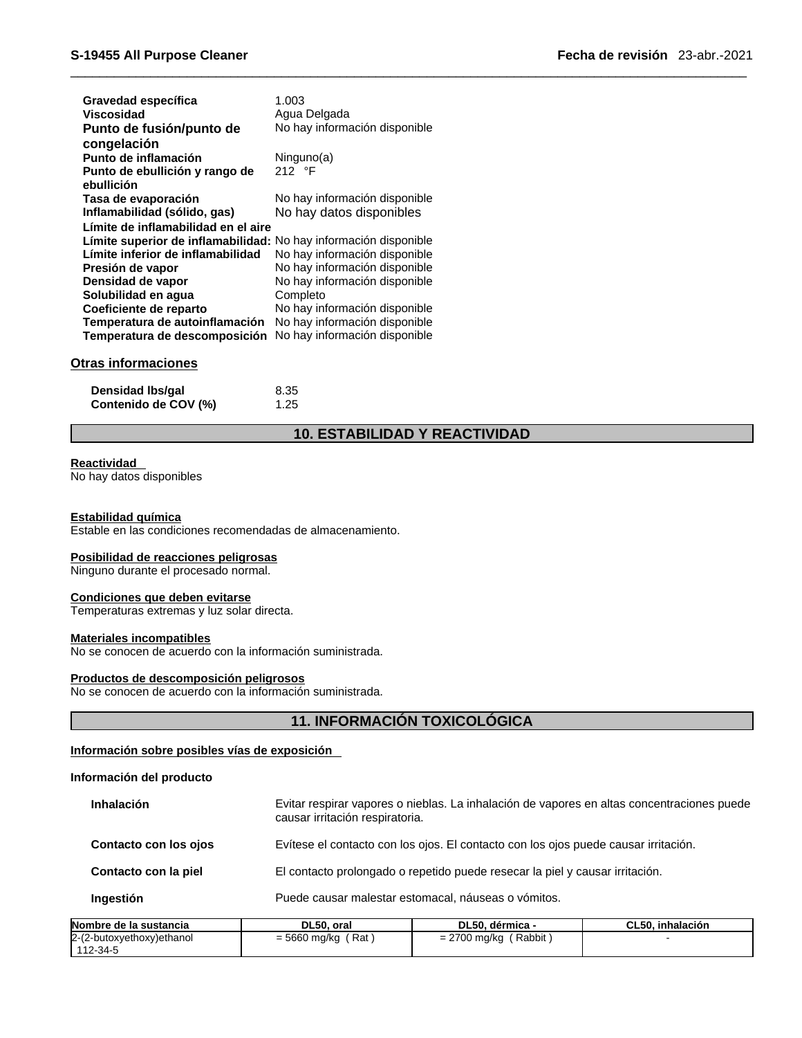| | |
|---|---|
| **Gravedad específica** | 1.003 |
| **Viscosidad** | Agua Delgada |
| **Punto de fusión/punto de congelación** | No hay información disponible |
| **Punto de inflamación** | Ninguno(a) |
| **Punto de ebullición y rango de ebullición** | 212 °F |
| **Tasa de evaporación** | No hay información disponible |
| **Inflamabilidad (sólido, gas)** | No hay datos disponibles |
| **Límite de inflamabilidad en el aire** | |
| **Límite superior de inflamabilidad:** | No hay información disponible |
| **Límite inferior de inflamabilidad** | No hay información disponible |
| **Presión de vapor** | No hay información disponible |
| **Densidad de vapor** | No hay información disponible |
| **Solubilidad en agua** | Completo |
| **Coeficiente de reparto** | No hay información disponible |
| **Temperatura de autoinflamación** | No hay información disponible |
| **Temperatura de descomposición** | No hay información disponible |

**Otras informaciones**

| | |
|---|---|
| **Densidad lbs/gal** | 8.35 |
| **Contenido de COV (%)** | 1.25 |

## 10. ESTABILIDAD Y REACTIVIDAD

**Reactividad**
No hay datos disponibles

**Estabilidad química**
Estable en las condiciones recomendadas de almacenamiento.

**Posibilidad de reacciones peligrosas**
Ninguno durante el procesado normal.

**Condiciones que deben evitarse**
Temperaturas extremas y luz solar directa.

**Materiales incompatibles**
No se conocen de acuerdo con la información suministrada.

**Productos de descomposición peligrosos**
No se conocen de acuerdo con la información suministrada.

## 11. INFORMACIÓN TOXICOLÓGICA

**Información sobre posibles vías de exposición**

**Información del producto**

| | |
|---|---|
| **Inhalación** | Evitar respirar vapores o nieblas. La inhalación de vapores en altas concentraciones puede causar irritación respiratoria. |
| **Contacto con los ojos** | Evítese el contacto con los ojos. El contacto con los ojos puede causar irritación. |
| **Contacto con la piel** | El contacto prolongado o repetido puede resecar la piel y causar irritación. |
| **Ingestión** | Puede causar malestar estomacal, náuseas o vómitos. |

| Nombre de la sustancia | DL50, oral | DL50, dérmica - | CL50, inhalación |
|---|---|---|---|
| 2-(2-butoxyethoxy)ethanol 112-34-5 | = 5660 mg/kg ( Rat ) | = 2700 mg/kg ( Rabbit ) | - |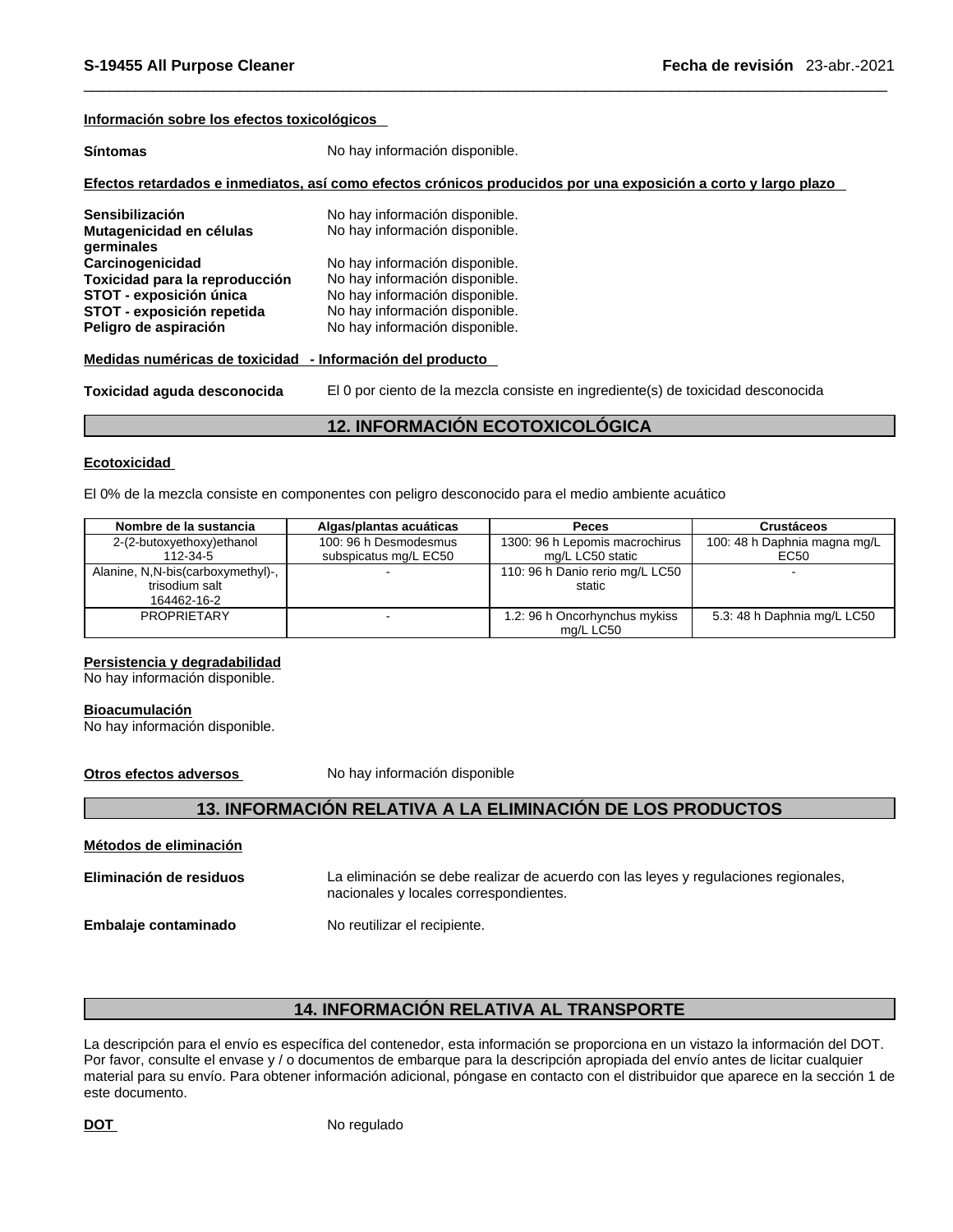**Información sobre los efectos toxicológicos**

**Síntomas** No hay información disponible.

**Efectos retardados e inmediatos, así como efectos crónicos producidos por una exposición a corto y largo plazo**

**Sensibilización** No hay información disponible.
**Mutagenicidad en células germinales** No hay información disponible.
**Carcinogenicidad** No hay información disponible.
**Toxicidad para la reproducción** No hay información disponible.
**STOT - exposición única** No hay información disponible.
**STOT - exposición repetida** No hay información disponible.
**Peligro de aspiración** No hay información disponible.

**Medidas numéricas de toxicidad - Información del producto**

**Toxicidad aguda desconocida** El 0 por ciento de la mezcla consiste en ingrediente(s) de toxicidad desconocida

## 12. INFORMACIÓN ECOTOXICOLÓGICA

**Ecotoxicidad**

El 0% de la mezcla consiste en componentes con peligro desconocido para el medio ambiente acuático

| Nombre de la sustancia | Algas/plantas acuáticas | Peces | Crustáceos |
|---|---|---|---|
| 2-(2-butoxyethoxy)ethanol 112-34-5 | 100: 96 h Desmodesmus subspicatus mg/L EC50 | 1300: 96 h Lepomis macrochirus mg/L LC50 static | 100: 48 h Daphnia magna mg/L EC50 |
| Alanine, N,N-bis(carboxymethyl)-, trisodium salt 164462-16-2 | - | 110: 96 h Danio rerio mg/L LC50 static | - |
| PROPRIETARY | - | 1.2: 96 h Oncorhynchus mykiss mg/L LC50 | 5.3: 48 h Daphnia mg/L LC50 |

**Persistencia y degradabilidad**
No hay información disponible.

**Bioacumulación**
No hay información disponible.

**Otros efectos adversos** No hay información disponible

## 13. INFORMACIÓN RELATIVA A LA ELIMINACIÓN DE LOS PRODUCTOS

**Métodos de eliminación**

**Eliminación de residuos** La eliminación se debe realizar de acuerdo con las leyes y regulaciones regionales, nacionales y locales correspondientes.

**Embalaje contaminado** No reutilizar el recipiente.

## 14. INFORMACIÓN RELATIVA AL TRANSPORTE

La descripción para el envío es específica del contenedor, esta información se proporciona en un vistazo la información del DOT. Por favor, consulte el envase y / o documentos de embarque para la descripción apropiada del envío antes de licitar cualquier material para su envío. Para obtener información adicional, póngase en contacto con el distribuidor que aparece en la sección 1 de este documento.

**DOT** No regulado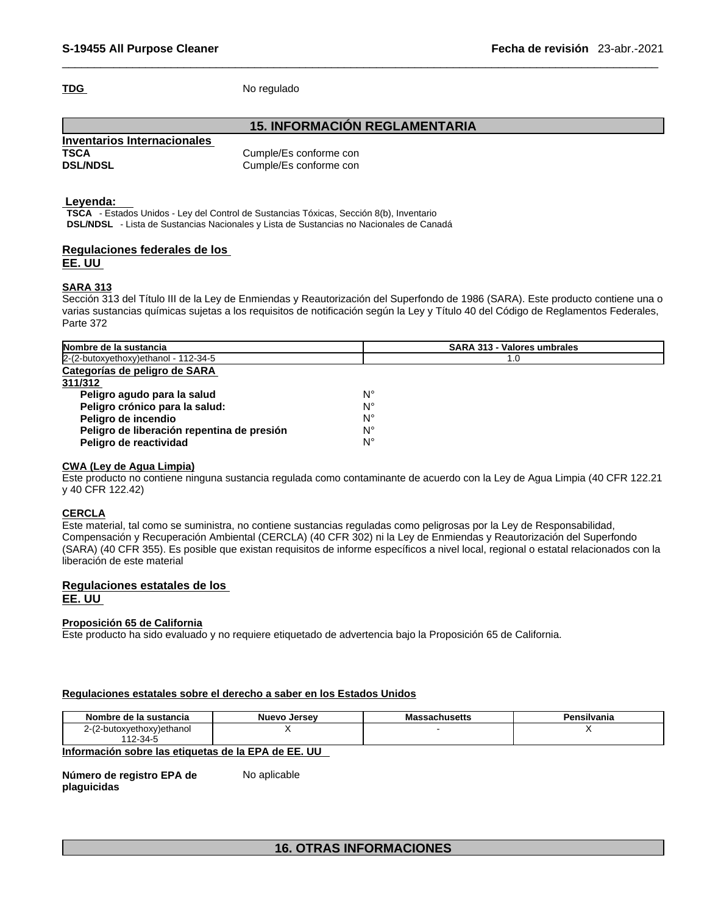**TDG** No regulado

## 15. INFORMACIÓN REGLAMENTARIA

**Inventarios Internacionales**

| | |
|---|---|
| **TSCA** | Cumple/Es conforme con |
| **DSL/NDSL** | Cumple/Es conforme con |

**Leyenda:**

**TSCA** - Estados Unidos - Ley del Control de Sustancias Tóxicas, Sección 8(b), Inventario
**DSL/NDSL** - Lista de Sustancias Nacionales y Lista de Sustancias no Nacionales de Canadá

**Regulaciones federales de los EE. UU**

**SARA 313**

Sección 313 del Título III de la Ley de Enmiendas y Reautorización del Superfondo de 1986 (SARA). Este producto contiene una o varias sustancias químicas sujetas a los requisitos de notificación según la Ley y Título 40 del Código de Reglamentos Federales, Parte 372

| Nombre de la sustancia | SARA 313 - Valores umbrales |
|---|---|
| 2-(2-butoxyethoxy)ethanol - 112-34-5 | 1.0 |

**Categorías de peligro de SARA 311/312**

| | |
|---|---|
| **Peligro agudo para la salud** | N° |
| **Peligro crónico para la salud:** | N° |
| **Peligro de incendio** | N° |
| **Peligro de liberación repentina de presión** | N° |
| **Peligro de reactividad** | N° |

**CWA (Ley de Agua Limpia)**

Este producto no contiene ninguna sustancia regulada como contaminante de acuerdo con la Ley de Agua Limpia (40 CFR 122.21 y 40 CFR 122.42)

**CERCLA**

Este material, tal como se suministra, no contiene sustancias reguladas como peligrosas por la Ley de Responsabilidad, Compensación y Recuperación Ambiental (CERCLA) (40 CFR 302) ni la Ley de Enmiendas y Reautorización del Superfondo (SARA) (40 CFR 355). Es posible que existan requisitos de informe específicos a nivel local, regional o estatal relacionados con la liberación de este material

**Regulaciones estatales de los EE. UU**

**Proposición 65 de California**

Este producto ha sido evaluado y no requiere etiquetado de advertencia bajo la Proposición 65 de California.

**Regulaciones estatales sobre el derecho a saber en los Estados Unidos**

| Nombre de la sustancia | Nuevo Jersey | Massachusetts | Pensilvania |
|---|---|---|---|
| 2-(2-butoxyethoxy)ethanol 112-34-5 | X | - | X |

**Información sobre las etiquetas de la EPA de EE. UU**

**Número de registro EPA de plaguicidas** No aplicable

## 16. OTRAS INFORMACIONES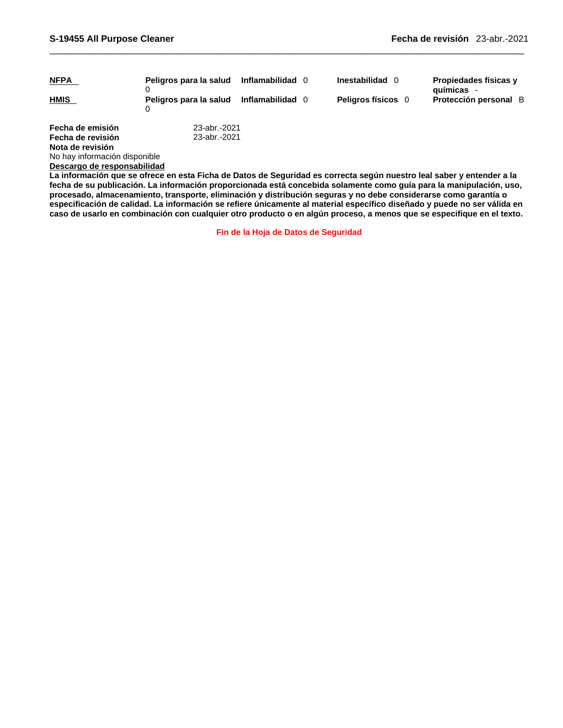| | | | | |
|---|---|---|---|---|
| **NFPA** | **Peligros para la salud** 0 | **Inflamabilidad** 0 | **Inestabilidad** 0 | **Propiedades físicas y químicas** - |
| **HMIS** | **Peligros para la salud** 0 | **Inflamabilidad** 0 | **Peligros físicos** 0 | **Protección personal** B |

**Fecha de emisión** 23-abr.-2021
**Fecha de revisión** 23-abr.-2021
**Nota de revisión**
No hay información disponible

**Descargo de responsabilidad**

**La información que se ofrece en esta Ficha de Datos de Seguridad es correcta según nuestro leal saber y entender a la fecha de su publicación. La información proporcionada está concebida solamente como guía para la manipulación, uso, procesado, almacenamiento, transporte, eliminación y distribución seguras y no debe considerarse como garantía o especificación de calidad. La información se refiere únicamente al material específico diseñado y puede no ser válida en caso de usarlo en combinación con cualquier otro producto o en algún proceso, a menos que se especifique en el texto.**

**Fin de la Hoja de Datos de Seguridad**